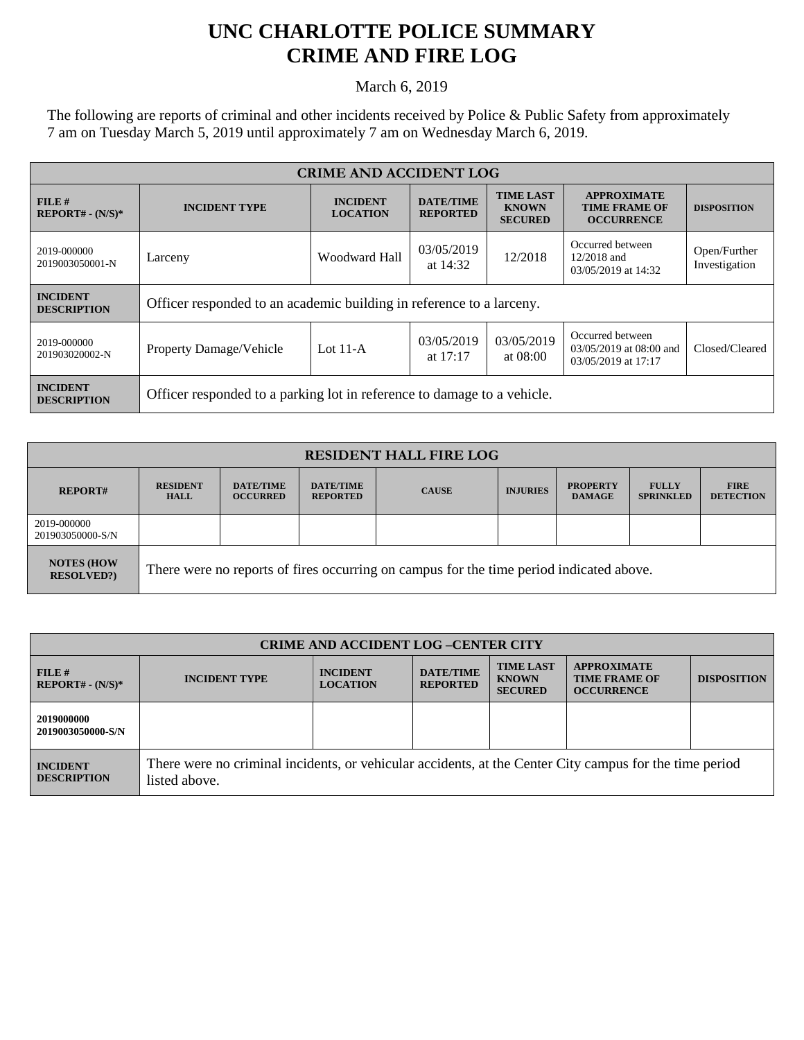# UNC CHARLOTTE POLICE SUMMARY
# CRIME AND FIRE LOG

March 6, 2019

The following are reports of criminal and other incidents received by Police & Public Safety from approximately 7 am on Tuesday March 5, 2019 until approximately 7 am on Wednesday March 6, 2019.

| CRIME AND ACCIDENT LOG | | | | | | |
|---|---|---|---|---|---|---|
| FILE # REPORT# - (N/S)* | INCIDENT TYPE | INCIDENT LOCATION | DATE/TIME REPORTED | TIME LAST KNOWN SECURED | APPROXIMATE TIME FRAME OF OCCURRENCE | DISPOSITION |
| 2019-000000 2019003050001-N | Larceny | Woodward Hall | 03/05/2019 at 14:32 | 12/2018 | Occurred between 12/2018 and 03/05/2019 at 14:32 | Open/Further Investigation |
| INCIDENT DESCRIPTION | Officer responded to an academic building in reference to a larceny. | | | | | |
| 2019-000000 201903020002-N | Property Damage/Vehicle | Lot 11-A | 03/05/2019 at 17:17 | 03/05/2019 at 08:00 | Occurred between 03/05/2019 at 08:00 and 03/05/2019 at 17:17 | Closed/Cleared |
| INCIDENT DESCRIPTION | Officer responded to a parking lot in reference to damage to a vehicle. | | | | | |

| RESIDENT HALL FIRE LOG | | | | | | | | |
|---|---|---|---|---|---|---|---|---|
| REPORT# | RESIDENT HALL | DATE/TIME OCCURRED | DATE/TIME REPORTED | CAUSE | INJURIES | PROPERTY DAMAGE | FULLY SPRINKLED | FIRE DETECTION |
| 2019-000000 201903050000-S/N | | | | | | | | |
| NOTES (HOW RESOLVED?) | There were no reports of fires occurring on campus for the time period indicated above. | | | | | | | |

| CRIME AND ACCIDENT LOG –CENTER CITY | | | | | | |
|---|---|---|---|---|---|---|
| FILE # REPORT# - (N/S)* | INCIDENT TYPE | INCIDENT LOCATION | DATE/TIME REPORTED | TIME LAST KNOWN SECURED | APPROXIMATE TIME FRAME OF OCCURRENCE | DISPOSITION |
| **2019000000 2019003050000-S/N** | | | | | | |
| INCIDENT DESCRIPTION | There were no criminal incidents, or vehicular accidents, at the Center City campus for the time period listed above. | | | | | |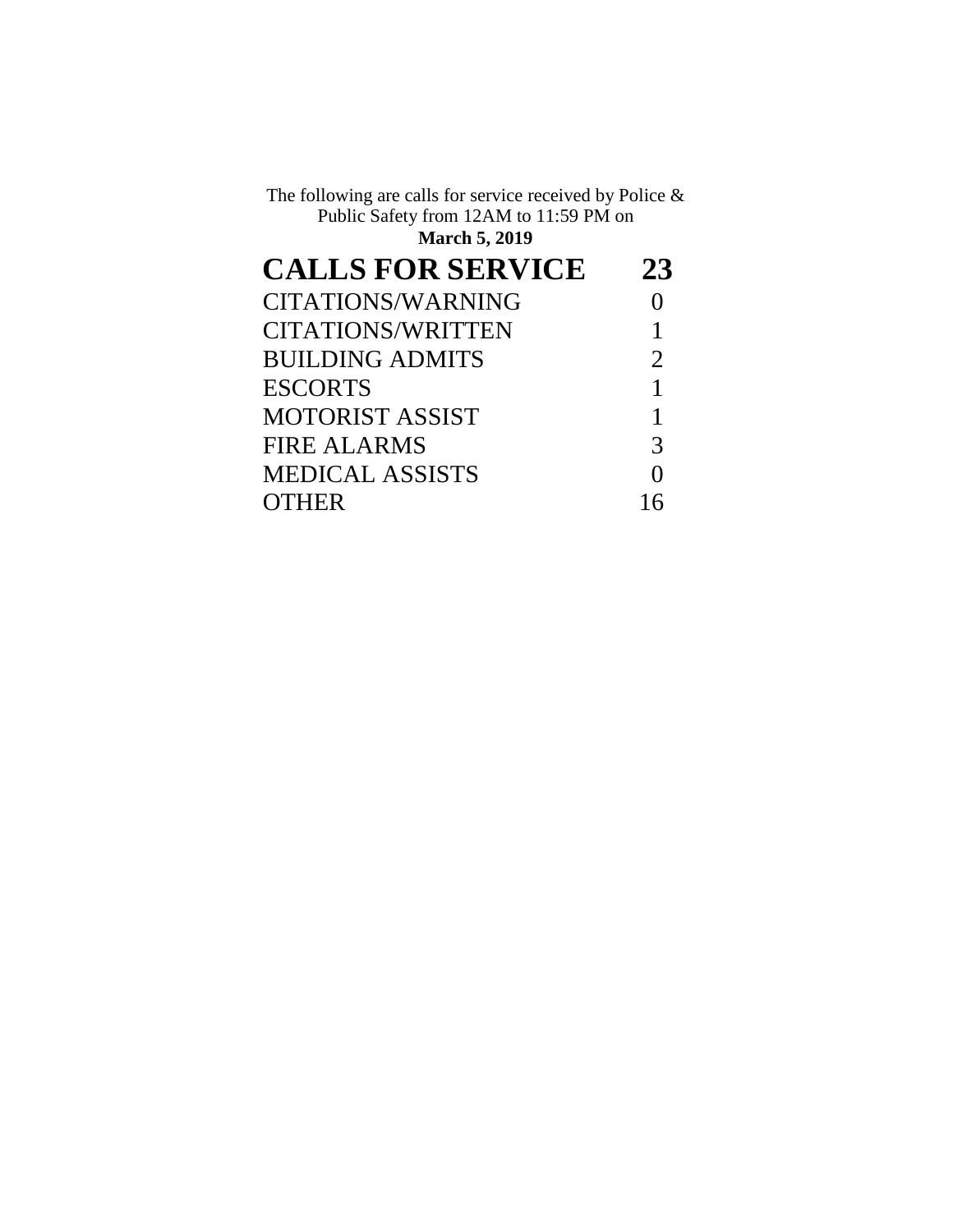The following are calls for service received by Police & Public Safety from 12AM to 11:59 PM on

**March 5, 2019**

| | |
|---|---|
| **CALLS FOR SERVICE** | **23** |
| CITATIONS/WARNING | 0 |
| CITATIONS/WRITTEN | 1 |
| BUILDING ADMITS | 2 |
| ESCORTS | 1 |
| MOTORIST ASSIST | 1 |
| FIRE ALARMS | 3 |
| MEDICAL ASSISTS | 0 |
| OTHER | 16 |